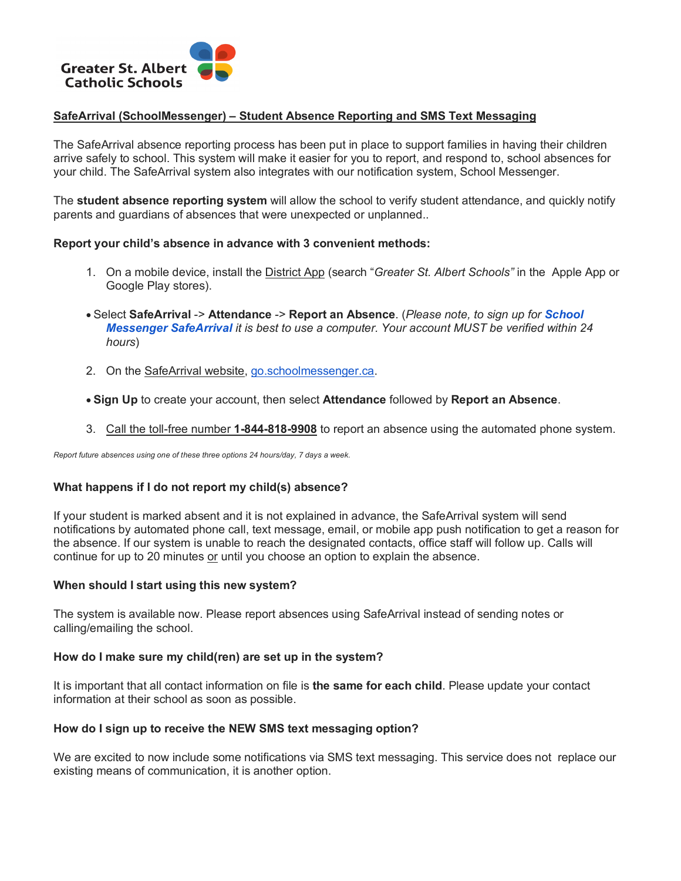Greater St. Albert Catholic Schools

**SafeArrival (SchoolMessenger) – Student Absence Reporting and SMS Text Messaging**

The SafeArrival absence reporting process has been put in place to support families in having their children arrive safely to school. This system will make it easier for you to report, and respond to, school absences for your child. The SafeArrival system also integrates with our notification system, School Messenger.

The **student absence reporting system** will allow the school to verify student attendance, and quickly notify parents and guardians of absences that were unexpected or unplanned..

**Report your child's absence in advance with 3 convenient methods:**

1. On a mobile device, install the District App (search "*Greater St. Albert Schools"* in the Apple App or Google Play stores).

   - Select **SafeArrival** -> **Attendance** -> **Report an Absence**. (*Please note, to sign up for **School Messenger SafeArrival** it is best to use a computer. Your account MUST be verified within 24 hours*)

2. On the SafeArrival website, go.schoolmessenger.ca.

   - **Sign Up** to create your account, then select **Attendance** followed by **Report an Absence**.

3. Call the toll-free number **1-844-818-9908** to report an absence using the automated phone system.

*Report future absences using one of these three options 24 hours/day, 7 days a week.*

**What happens if I do not report my child(s) absence?**

If your student is marked absent and it is not explained in advance, the SafeArrival system will send notifications by automated phone call, text message, email, or mobile app push notification to get a reason for the absence. If our system is unable to reach the designated contacts, office staff will follow up. Calls will continue for up to 20 minutes or until you choose an option to explain the absence.

**When should I start using this new system?**

The system is available now. Please report absences using SafeArrival instead of sending notes or calling/emailing the school.

**How do I make sure my child(ren) are set up in the system?**

It is important that all contact information on file is **the same for each child**. Please update your contact information at their school as soon as possible.

**How do I sign up to receive the NEW SMS text messaging option?**

We are excited to now include some notifications via SMS text messaging. This service does not replace our existing means of communication, it is another option.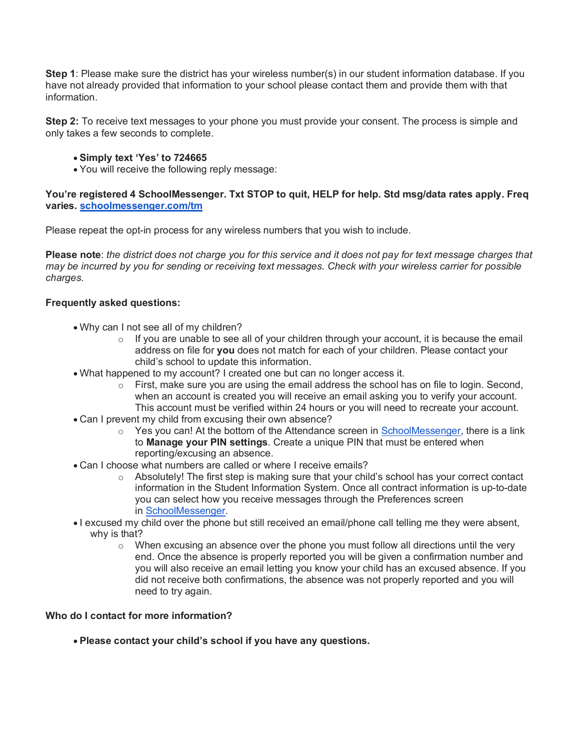**Step 1**: Please make sure the district has your wireless number(s) in our student information database. If you have not already provided that information to your school please contact them and provide them with that information.

**Step 2:** To receive text messages to your phone you must provide your consent. The process is simple and only takes a few seconds to complete.

- **Simply text 'Yes' to 724665**
- You will receive the following reply message:

**You're registered 4 SchoolMessenger. Txt STOP to quit, HELP for help. Std msg/data rates apply. Freq varies. [schoolmessenger.com/tm](schoolmessenger.com/tm)**

Please repeat the opt-in process for any wireless numbers that you wish to include.

**Please note**: *the district does not charge you for this service and it does not pay for text message charges that may be incurred by you for sending or receiving text messages. Check with your wireless carrier for possible charges.*

**Frequently asked questions:**

- Why can I not see all of my children?
  - If you are unable to see all of your children through your account, it is because the email address on file for **you** does not match for each of your children. Please contact your child's school to update this information.
- What happened to my account? I created one but can no longer access it.
  - First, make sure you are using the email address the school has on file to login. Second, when an account is created you will receive an email asking you to verify your account. This account must be verified within 24 hours or you will need to recreate your account.
- Can I prevent my child from excusing their own absence?
  - Yes you can! At the bottom of the Attendance screen in SchoolMessenger, there is a link to **Manage your PIN settings**. Create a unique PIN that must be entered when reporting/excusing an absence.
- Can I choose what numbers are called or where I receive emails?
  - Absolutely! The first step is making sure that your child's school has your correct contact information in the Student Information System. Once all contract information is up-to-date you can select how you receive messages through the Preferences screen in SchoolMessenger.
- I excused my child over the phone but still received an email/phone call telling me they were absent, why is that?
  - When excusing an absence over the phone you must follow all directions until the very end. Once the absence is properly reported you will be given a confirmation number and you will also receive an email letting you know your child has an excused absence. If you did not receive both confirmations, the absence was not properly reported and you will need to try again.

**Who do I contact for more information?**

- **Please contact your child's school if you have any questions.**